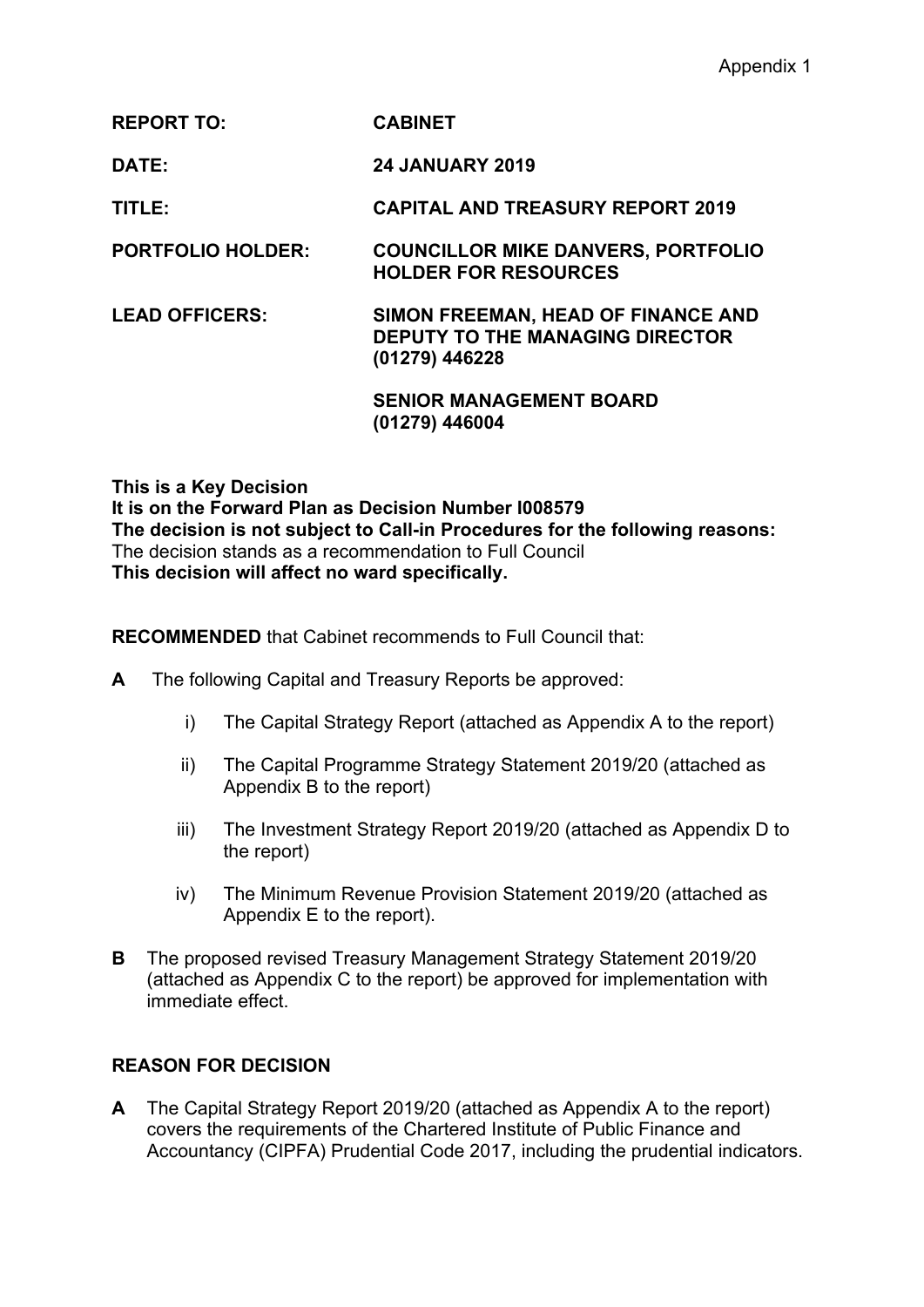Appendix 1

**REPORT TO:** **CABINET**

**DATE:** **24 JANUARY 2019**

**TITLE:** **CAPITAL AND TREASURY REPORT 2019**

**PORTFOLIO HOLDER:** **COUNCILLOR MIKE DANVERS, PORTFOLIO HOLDER FOR RESOURCES**

**LEAD OFFICERS:** **SIMON FREEMAN, HEAD OF FINANCE AND DEPUTY TO THE MANAGING DIRECTOR (01279) 446228**

**SENIOR MANAGEMENT BOARD (01279) 446004**

**This is a Key Decision**
**It is on the Forward Plan as Decision Number I008579**
**The decision is not subject to Call-in Procedures for the following reasons:**
The decision stands as a recommendation to Full Council
**This decision will affect no ward specifically.**

**RECOMMENDED** that Cabinet recommends to Full Council that:

**A** The following Capital and Treasury Reports be approved:

i) The Capital Strategy Report (attached as Appendix A to the report)

ii) The Capital Programme Strategy Statement 2019/20 (attached as Appendix B to the report)

iii) The Investment Strategy Report 2019/20 (attached as Appendix D to the report)

iv) The Minimum Revenue Provision Statement 2019/20 (attached as Appendix E to the report).

**B** The proposed revised Treasury Management Strategy Statement 2019/20 (attached as Appendix C to the report) be approved for implementation with immediate effect.

## REASON FOR DECISION

**A** The Capital Strategy Report 2019/20 (attached as Appendix A to the report) covers the requirements of the Chartered Institute of Public Finance and Accountancy (CIPFA) Prudential Code 2017, including the prudential indicators.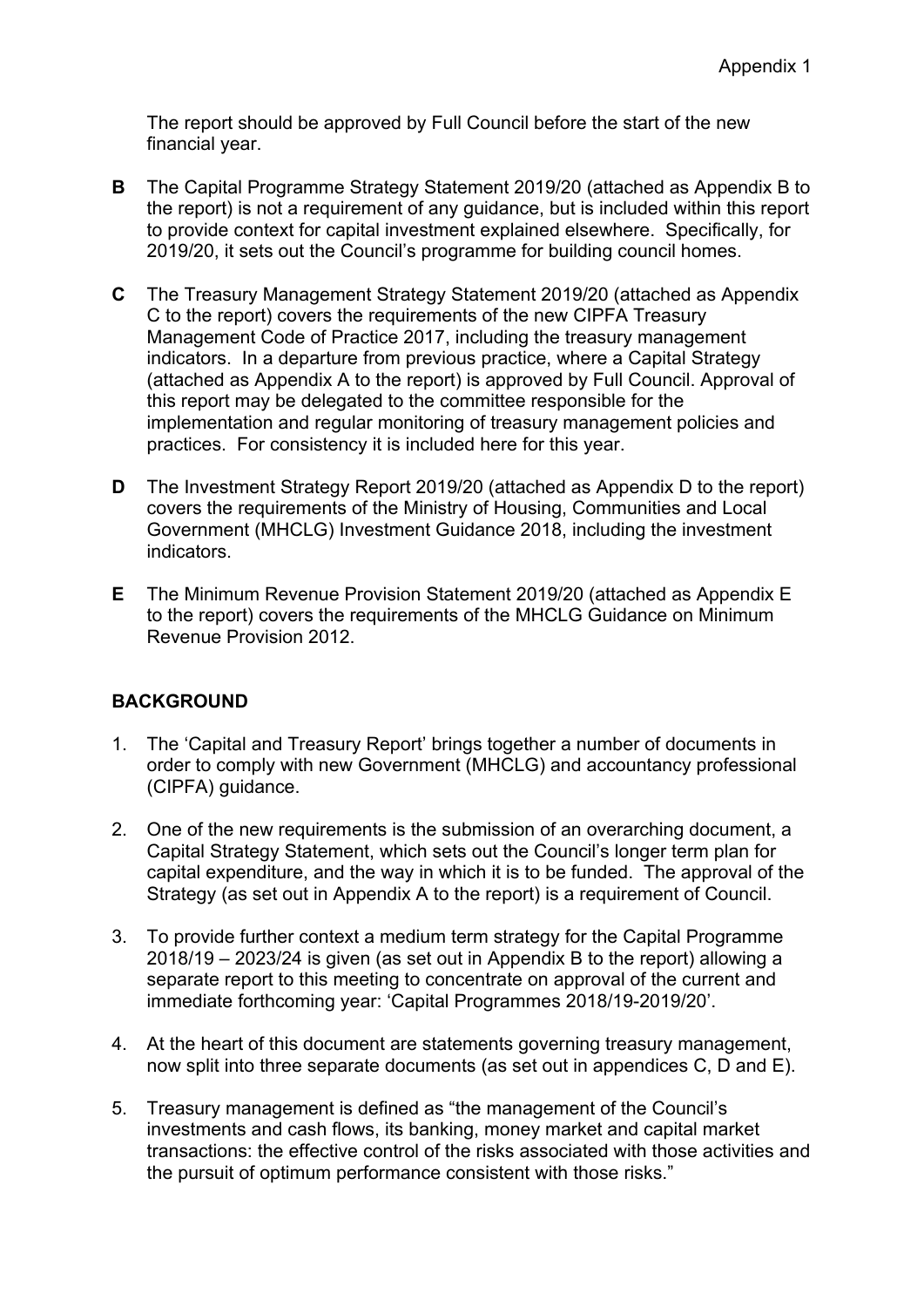The report should be approved by Full Council before the start of the new financial year.

**B** The Capital Programme Strategy Statement 2019/20 (attached as Appendix B to the report) is not a requirement of any guidance, but is included within this report to provide context for capital investment explained elsewhere. Specifically, for 2019/20, it sets out the Council's programme for building council homes.

**C** The Treasury Management Strategy Statement 2019/20 (attached as Appendix C to the report) covers the requirements of the new CIPFA Treasury Management Code of Practice 2017, including the treasury management indicators. In a departure from previous practice, where a Capital Strategy (attached as Appendix A to the report) is approved by Full Council. Approval of this report may be delegated to the committee responsible for the implementation and regular monitoring of treasury management policies and practices. For consistency it is included here for this year.

**D** The Investment Strategy Report 2019/20 (attached as Appendix D to the report) covers the requirements of the Ministry of Housing, Communities and Local Government (MHCLG) Investment Guidance 2018, including the investment indicators.

**E** The Minimum Revenue Provision Statement 2019/20 (attached as Appendix E to the report) covers the requirements of the MHCLG Guidance on Minimum Revenue Provision 2012.

## BACKGROUND

1. The 'Capital and Treasury Report' brings together a number of documents in order to comply with new Government (MHCLG) and accountancy professional (CIPFA) guidance.

2. One of the new requirements is the submission of an overarching document, a Capital Strategy Statement, which sets out the Council's longer term plan for capital expenditure, and the way in which it is to be funded. The approval of the Strategy (as set out in Appendix A to the report) is a requirement of Council.

3. To provide further context a medium term strategy for the Capital Programme 2018/19 – 2023/24 is given (as set out in Appendix B to the report) allowing a separate report to this meeting to concentrate on approval of the current and immediate forthcoming year: 'Capital Programmes 2018/19-2019/20'.

4. At the heart of this document are statements governing treasury management, now split into three separate documents (as set out in appendices C, D and E).

5. Treasury management is defined as "the management of the Council's investments and cash flows, its banking, money market and capital market transactions: the effective control of the risks associated with those activities and the pursuit of optimum performance consistent with those risks."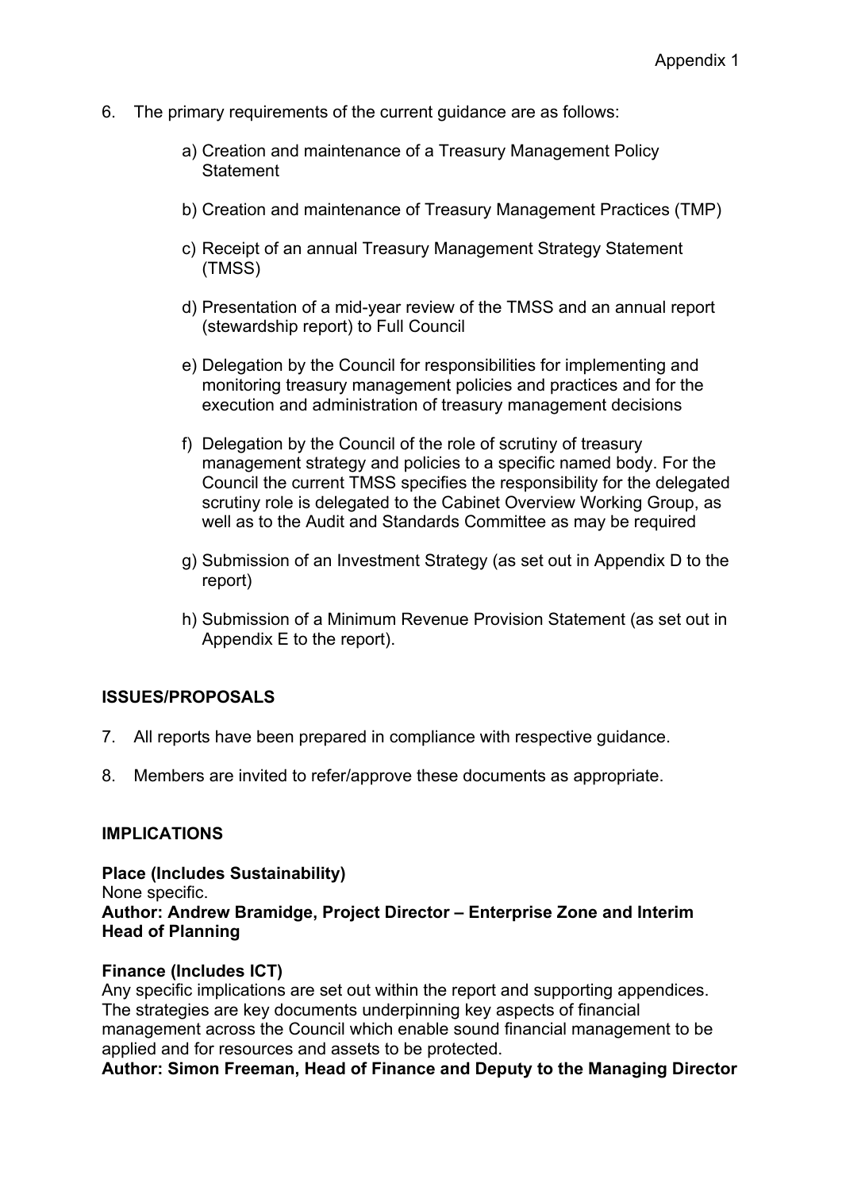6. The primary requirements of the current guidance are as follows:

    a) Creation and maintenance of a Treasury Management Policy Statement

    b) Creation and maintenance of Treasury Management Practices (TMP)

    c) Receipt of an annual Treasury Management Strategy Statement (TMSS)

    d) Presentation of a mid-year review of the TMSS and an annual report (stewardship report) to Full Council

    e) Delegation by the Council for responsibilities for implementing and monitoring treasury management policies and practices and for the execution and administration of treasury management decisions

    f) Delegation by the Council of the role of scrutiny of treasury management strategy and policies to a specific named body. For the Council the current TMSS specifies the responsibility for the delegated scrutiny role is delegated to the Cabinet Overview Working Group, as well as to the Audit and Standards Committee as may be required

    g) Submission of an Investment Strategy (as set out in Appendix D to the report)

    h) Submission of a Minimum Revenue Provision Statement (as set out in Appendix E to the report).

## ISSUES/PROPOSALS

7. All reports have been prepared in compliance with respective guidance.

8. Members are invited to refer/approve these documents as appropriate.

## IMPLICATIONS

**Place (Includes Sustainability)**
None specific.
**Author: Andrew Bramidge, Project Director – Enterprise Zone and Interim Head of Planning**

**Finance (Includes ICT)**
Any specific implications are set out within the report and supporting appendices. The strategies are key documents underpinning key aspects of financial management across the Council which enable sound financial management to be applied and for resources and assets to be protected.
**Author: Simon Freeman, Head of Finance and Deputy to the Managing Director**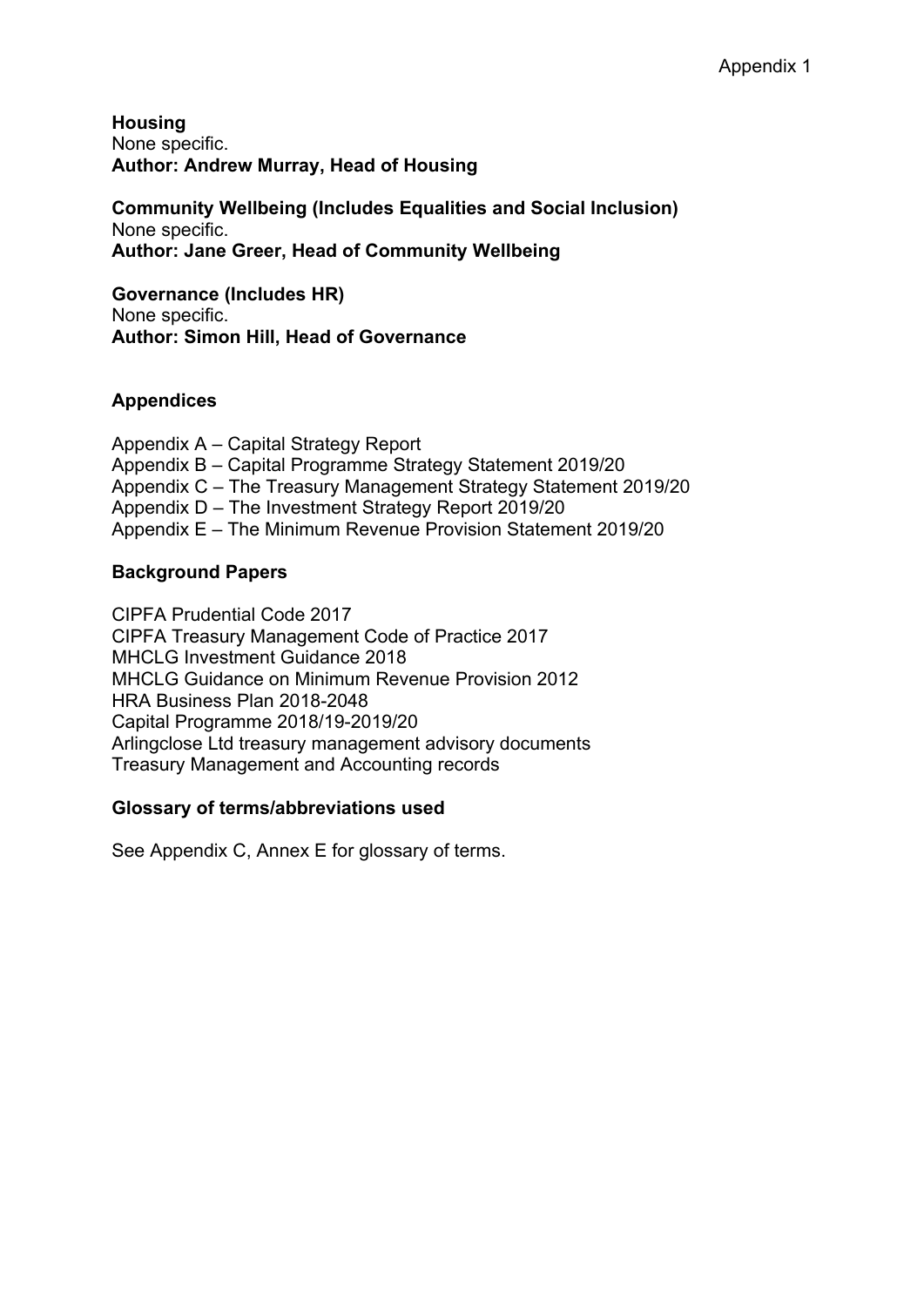**Housing**
None specific.
**Author: Andrew Murray, Head of Housing**

**Community Wellbeing (Includes Equalities and Social Inclusion)**
None specific.
**Author: Jane Greer, Head of Community Wellbeing**

**Governance (Includes HR)**
None specific.
**Author: Simon Hill, Head of Governance**

## Appendices

Appendix A – Capital Strategy Report
Appendix B – Capital Programme Strategy Statement 2019/20
Appendix C – The Treasury Management Strategy Statement 2019/20
Appendix D – The Investment Strategy Report 2019/20
Appendix E – The Minimum Revenue Provision Statement 2019/20

## Background Papers

CIPFA Prudential Code 2017
CIPFA Treasury Management Code of Practice 2017
MHCLG Investment Guidance 2018
MHCLG Guidance on Minimum Revenue Provision 2012
HRA Business Plan 2018-2048
Capital Programme 2018/19-2019/20
Arlingclose Ltd treasury management advisory documents
Treasury Management and Accounting records

## Glossary of terms/abbreviations used

See Appendix C, Annex E for glossary of terms.